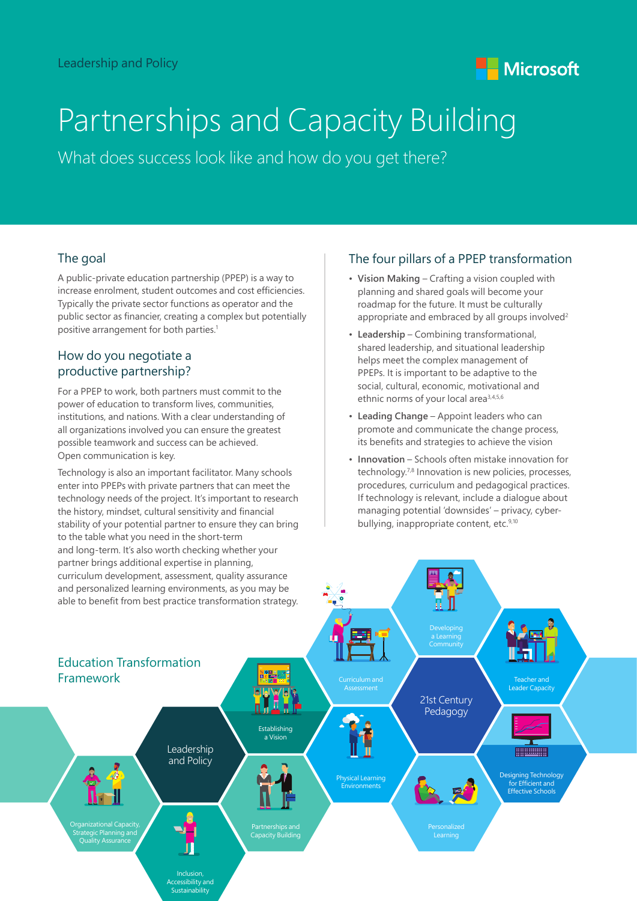Leadership and Policy

# Partnerships and Capacity Building

What does success look like and how do you get there?

## The goal

A public-private education partnership (PPEP) is a way to increase enrolment, student outcomes and cost efficiencies. Typically the private sector functions as operator and the public sector as financier, creating a complex but potentially positive arrangement for both parties.[1]

## How do you negotiate a productive partnership?

For a PPEP to work, both partners must commit to the power of education to transform lives, communities, institutions, and nations. With a clear understanding of all organizations involved you can ensure the greatest possible teamwork and success can be achieved. Open communication is key.

Technology is also an important facilitator. Many schools enter into PPEPs with private partners that can meet the technology needs of the project. It's important to research the history, mindset, cultural sensitivity and financial stability of your potential partner to ensure they can bring to the table what you need in the short-term and long-term. It's also worth checking whether your partner brings additional expertise in planning, curriculum development, assessment, quality assurance and personalized learning environments, as you may be able to benefit from best practice transformation strategy.

## The four pillars of a PPEP transformation

- **Vision Making** – Crafting a vision coupled with planning and shared goals will become your roadmap for the future. It must be culturally appropriate and embraced by all groups involved[2]
- **Leadership** – Combining transformational, shared leadership, and situational leadership helps meet the complex management of PPEPs. It is important to be adaptive to the social, cultural, economic, motivational and ethnic norms of your local area[3,4,5,6]
- **Leading Change** – Appoint leaders who can promote and communicate the change process, its benefits and strategies to achieve the vision
- **Innovation** – Schools often mistake innovation for technology.[7,8] Innovation is new policies, processes, procedures, curriculum and pedagogical practices. If technology is relevant, include a dialogue about managing potential 'downsides' – privacy, cyber-bullying, inappropriate content, etc.[9,10]

## Education Transformation Framework

- Leadership and Policy
  - Establishing a Vision
  - Partnerships and Capacity Building
  - Inclusion, Accessibility and Sustainability
  - Organizational Capacity, Strategic Planning and Quality Assurance
- 21st Century Pedagogy
  - Curriculum and Assessment
  - Developing a Learning Community
  - Teacher and Leader Capacity
  - Designing Technology for Efficient and Effective Schools
  - Personalized Learning
  - Physical Learning Environments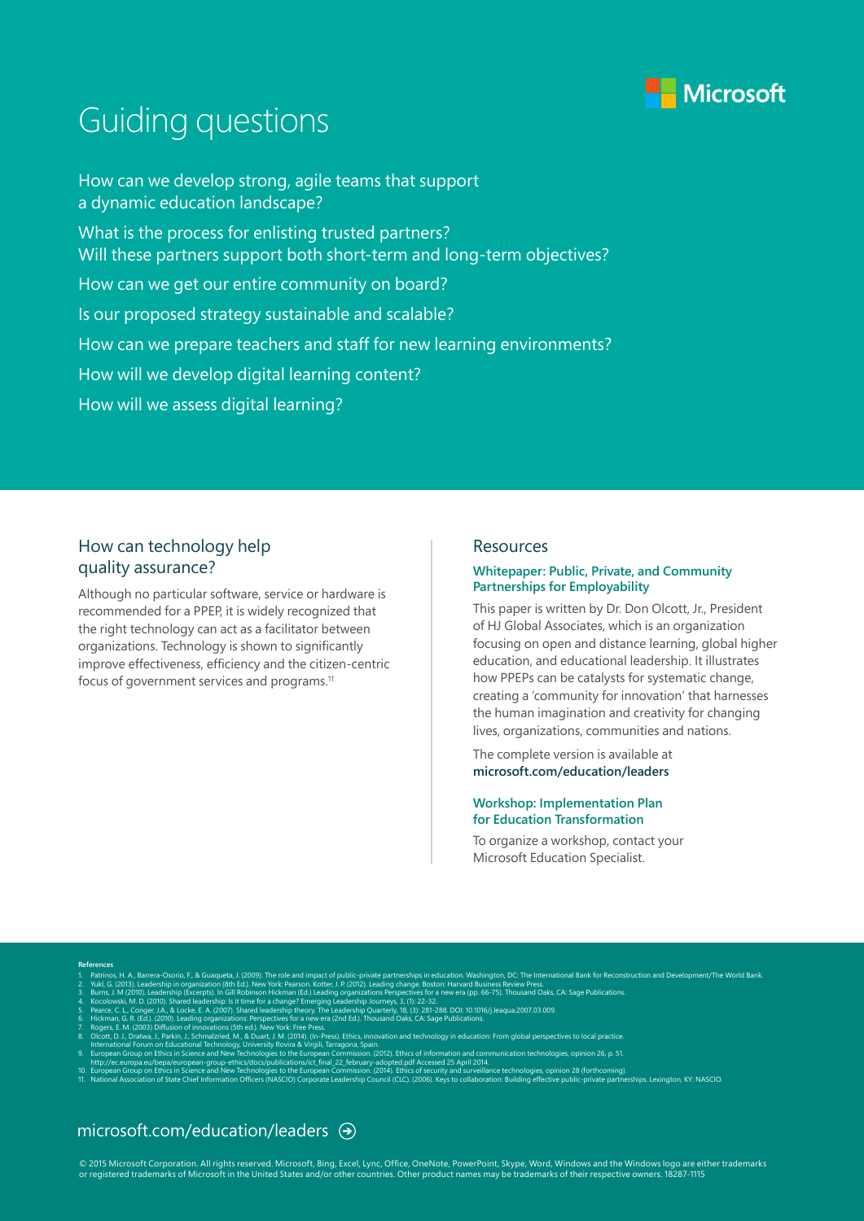# Guiding questions

How can we develop strong, agile teams that support a dynamic education landscape?

What is the process for enlisting trusted partners? Will these partners support both short-term and long-term objectives?

How can we get our entire community on board?

Is our proposed strategy sustainable and scalable?

How can we prepare teachers and staff for new learning environments?

How will we develop digital learning content?

How will we assess digital learning?

## How can technology help quality assurance?

Although no particular software, service or hardware is recommended for a PPEP, it is widely recognized that the right technology can act as a facilitator between organizations. Technology is shown to significantly improve effectiveness, efficiency and the citizen-centric focus of government services and programs.[11]

## Resources

### Whitepaper: Public, Private, and Community Partnerships for Employability

This paper is written by Dr. Don Olcott, Jr., President of HJ Global Associates, which is an organization focusing on open and distance learning, global higher education, and educational leadership. It illustrates how PPEPs can be catalysts for systematic change, creating a 'community for innovation' that harnesses the human imagination and creativity for changing lives, organizations, communities and nations.

The complete version is available at **microsoft.com/education/leaders**

### Workshop: Implementation Plan for Education Transformation

To organize a workshop, contact your Microsoft Education Specialist.

**References**

1. Patrinos, H. A., Barrera-Osorio, F., & Guaqueta, J. (2009). The role and impact of public-private partnerships in education. Washington, DC: The International Bank for Reconstruction and Development/The World Bank.
2. Yukl, G. (2013). Leadership in organization (8th Ed.). New York: Pearson. Kotter, J. P. (2012). Leading change. Boston: Harvard Business Review Press.
3. Burns, J. M (2010). Leadership (Excerpts). In Gill Robinson Hickman (Ed.) Leading organizations Perspectives for a new era (pp. 66-75). Thousand Oaks, CA: Sage Publications.
4. Kocolowski, M. D. (2010). Shared leadership: Is it time for a change? Emerging Leadership Journeys, 3, (1): 22-32.
5. Pearce, C. L., Conger, J.A., & Locke, E. A. (2007). Shared leadership theory. The Leadership Quarterly, 18, (3): 281-288. DOI: 10.1016/j.leaqua.2007.03.009.
6. Hickman, G. R. (Ed.). (2010). Leading organizations: Perspectives for a new era (2nd Ed.). Thousand Oaks, CA: Sage Publications.
7. Rogers, E. M. (2003) Diffusion of innovations (5th ed.). New York: Free Press.
8. Olcott, D. J., Dratwa, J., Parkin, J., Schmalzried, M., & Duart, J. M. (2014). (In-Press). Ethics, innovation and technology in education: From global perspectives to local practice. International Forum on Educational Technology, University Rovira & Virgili, Tarragona, Spain.
9. European Group on Ethics in Science and New Technologies to the European Commission. (2012). Ethics of information and communication technologies, opinion 26, p. 51. http://ec.europa.eu/bepa/european-group-ethics/docs/publications/ict_final_22_february-adopted.pdf Accessed 25 April 2014.
10. European Group on Ethics in Science and New Technologies to the European Commission. (2014). Ethics of security and surveillance technologies, opinion 28 (forthcoming).
11. National Association of State Chief Information Officers (NASCIO) Corporate Leadership Council (CLC). (2006). Keys to collaboration: Building effective public-private partnerships. Lexington, KY: NASCIO.

microsoft.com/education/leaders

© 2015 Microsoft Corporation. All rights reserved. Microsoft, Bing, Excel, Lync, Office, OneNote, PowerPoint, Skype, Word, Windows and the Windows logo are either trademarks or registered trademarks of Microsoft in the United States and/or other countries. Other product names may be trademarks of their respective owners. 18287-1115